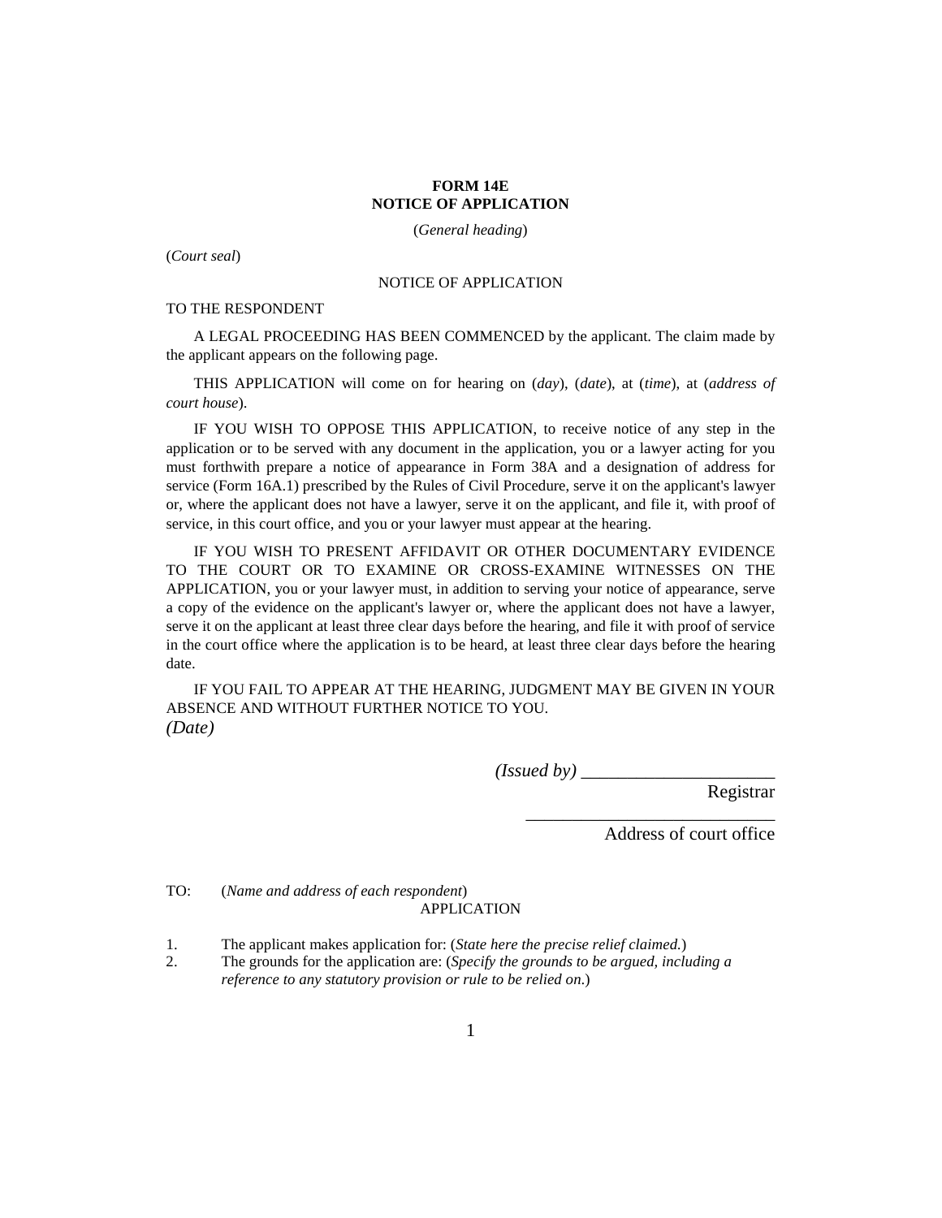**FORM 14E**
**NOTICE OF APPLICATION**

(*General heading*)

(*Court seal*)

NOTICE OF APPLICATION

TO THE RESPONDENT

A LEGAL PROCEEDING HAS BEEN COMMENCED by the applicant. The claim made by the applicant appears on the following page.

THIS APPLICATION will come on for hearing on (*day*), (*date*), at (*time*), at (*address of court house*).

IF YOU WISH TO OPPOSE THIS APPLICATION, to receive notice of any step in the application or to be served with any document in the application, you or a lawyer acting for you must forthwith prepare a notice of appearance in Form 38A and a designation of address for service (Form 16A.1) prescribed by the Rules of Civil Procedure, serve it on the applicant's lawyer or, where the applicant does not have a lawyer, serve it on the applicant, and file it, with proof of service, in this court office, and you or your lawyer must appear at the hearing.

IF YOU WISH TO PRESENT AFFIDAVIT OR OTHER DOCUMENTARY EVIDENCE TO THE COURT OR TO EXAMINE OR CROSS-EXAMINE WITNESSES ON THE APPLICATION, you or your lawyer must, in addition to serving your notice of appearance, serve a copy of the evidence on the applicant's lawyer or, where the applicant does not have a lawyer, serve it on the applicant at least three clear days before the hearing, and file it with proof of service in the court office where the application is to be heard, at least three clear days before the hearing date.

IF YOU FAIL TO APPEAR AT THE HEARING, JUDGMENT MAY BE GIVEN IN YOUR ABSENCE AND WITHOUT FURTHER NOTICE TO YOU.

*(Date)*

*(Issued by)* ______________________
Registrar

______________________
Address of court office

TO: (*Name and address of each respondent*)

APPLICATION

1. The applicant makes application for: (*State here the precise relief claimed.*)
2. The grounds for the application are: (*Specify the grounds to be argued, including a reference to any statutory provision or rule to be relied on.*)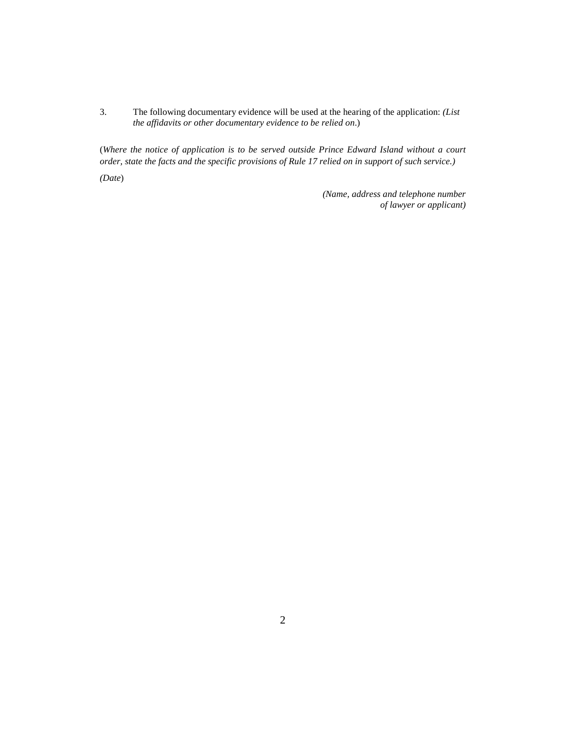3. The following documentary evidence will be used at the hearing of the application: *(List the affidavits or other documentary evidence to be relied on.)*

(*Where the notice of application is to be served outside Prince Edward Island without a court order, state the facts and the specific provisions of Rule 17 relied on in support of such service.)*

*(Date)*

*(Name, address and telephone number of lawyer or applicant)*